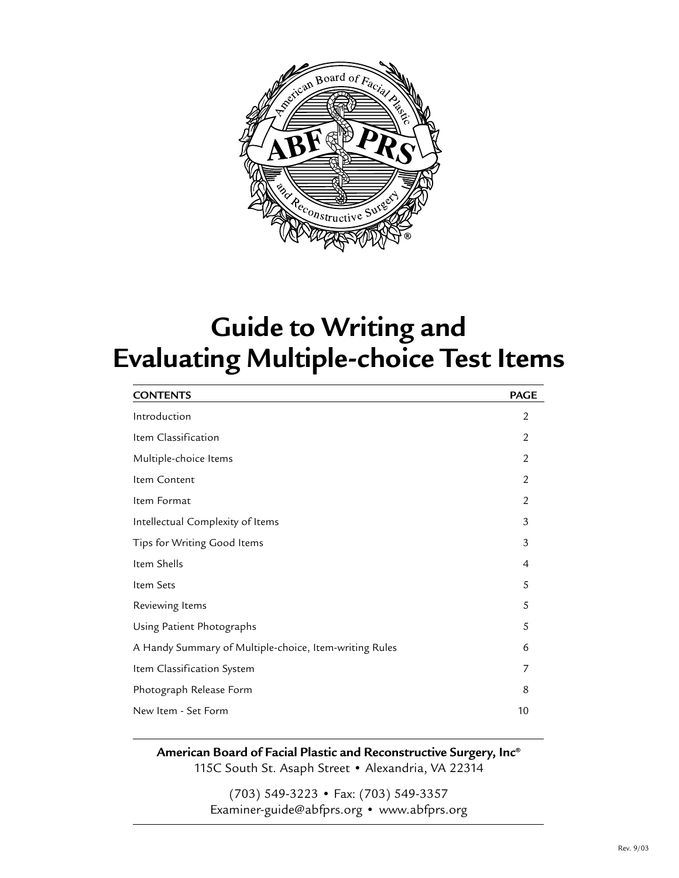# Guide to Writing and Evaluating Multiple-choice Test Items

| CONTENTS | PAGE |
| --- | --- |
| Introduction | 2 |
| Item Classification | 2 |
| Multiple-choice Items | 2 |
| Item Content | 2 |
| Item Format | 2 |
| Intellectual Complexity of Items | 3 |
| Tips for Writing Good Items | 3 |
| Item Shells | 4 |
| Item Sets | 5 |
| Reviewing Items | 5 |
| Using Patient Photographs | 5 |
| A Handy Summary of Multiple-choice, Item-writing Rules | 6 |
| Item Classification System | 7 |
| Photograph Release Form | 8 |
| New Item - Set Form | 10 |

**American Board of Facial Plastic and Reconstructive Surgery, Inc®**
115C South St. Asaph Street • Alexandria, VA 22314

(703) 549-3223 • Fax: (703) 549-3357
Examiner-guide@abfprs.org • www.abfprs.org

Rev. 9/03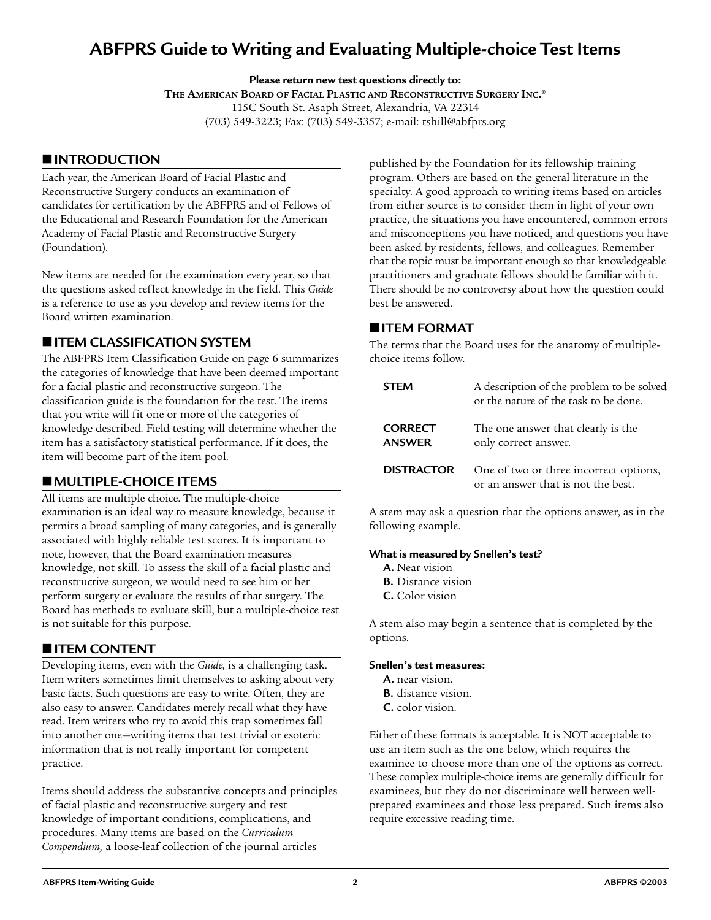# ABFPRS Guide to Writing and Evaluating Multiple-choice Test Items

**Please return new test questions directly to:**
THE AMERICAN BOARD OF FACIAL PLASTIC AND RECONSTRUCTIVE SURGERY INC.®
115C South St. Asaph Street, Alexandria, VA 22314
(703) 549-3223; Fax: (703) 549-3357; e-mail: tshill@abfprs.org

## INTRODUCTION

Each year, the American Board of Facial Plastic and Reconstructive Surgery conducts an examination of candidates for certification by the ABFPRS and of Fellows of the Educational and Research Foundation for the American Academy of Facial Plastic and Reconstructive Surgery (Foundation).

New items are needed for the examination every year, so that the questions asked reflect knowledge in the field. This *Guide* is a reference to use as you develop and review items for the Board written examination.

## ITEM CLASSIFICATION SYSTEM

The ABFPRS Item Classification Guide on page 6 summarizes the categories of knowledge that have been deemed important for a facial plastic and reconstructive surgeon. The classification guide is the foundation for the test. The items that you write will fit one or more of the categories of knowledge described. Field testing will determine whether the item has a satisfactory statistical performance. If it does, the item will become part of the item pool.

## MULTIPLE-CHOICE ITEMS

All items are multiple choice. The multiple-choice examination is an ideal way to measure knowledge, because it permits a broad sampling of many categories, and is generally associated with highly reliable test scores. It is important to note, however, that the Board examination measures knowledge, not skill. To assess the skill of a facial plastic and reconstructive surgeon, we would need to see him or her perform surgery or evaluate the results of that surgery. The Board has methods to evaluate skill, but a multiple-choice test is not suitable for this purpose.

## ITEM CONTENT

Developing items, even with the *Guide,* is a challenging task. Item writers sometimes limit themselves to asking about very basic facts. Such questions are easy to write. Often, they are also easy to answer. Candidates merely recall what they have read. Item writers who try to avoid this trap sometimes fall into another one—writing items that test trivial or esoteric information that is not really important for competent practice.

Items should address the substantive concepts and principles of facial plastic and reconstructive surgery and test knowledge of important conditions, complications, and procedures. Many items are based on the *Curriculum Compendium,* a loose-leaf collection of the journal articles published by the Foundation for its fellowship training program. Others are based on the general literature in the specialty. A good approach to writing items based on articles from either source is to consider them in light of your own practice, the situations you have encountered, common errors and misconceptions you have noticed, and questions you have been asked by residents, fellows, and colleagues. Remember that the topic must be important enough so that knowledgeable practitioners and graduate fellows should be familiar with it. There should be no controversy about how the question could best be answered.

## ITEM FORMAT

The terms that the Board uses for the anatomy of multiple-choice items follow.

| | |
|---|---|
| **STEM** | A description of the problem to be solved or the nature of the task to be done. |
| **CORRECT ANSWER** | The one answer that clearly is the only correct answer. |
| **DISTRACTOR** | One of two or three incorrect options, or an answer that is not the best. |

A stem may ask a question that the options answer, as in the following example.

**What is measured by Snellen's test?**

- **A.** Near vision
- **B.** Distance vision
- **C.** Color vision

A stem also may begin a sentence that is completed by the options.

**Snellen's test measures:**

- **A.** near vision.
- **B.** distance vision.
- **C.** color vision.

Either of these formats is acceptable. It is NOT acceptable to use an item such as the one below, which requires the examinee to choose more than one of the options as correct. These complex multiple-choice items are generally difficult for examinees, but they do not discriminate well between well-prepared examinees and those less prepared. Such items also require excessive reading time.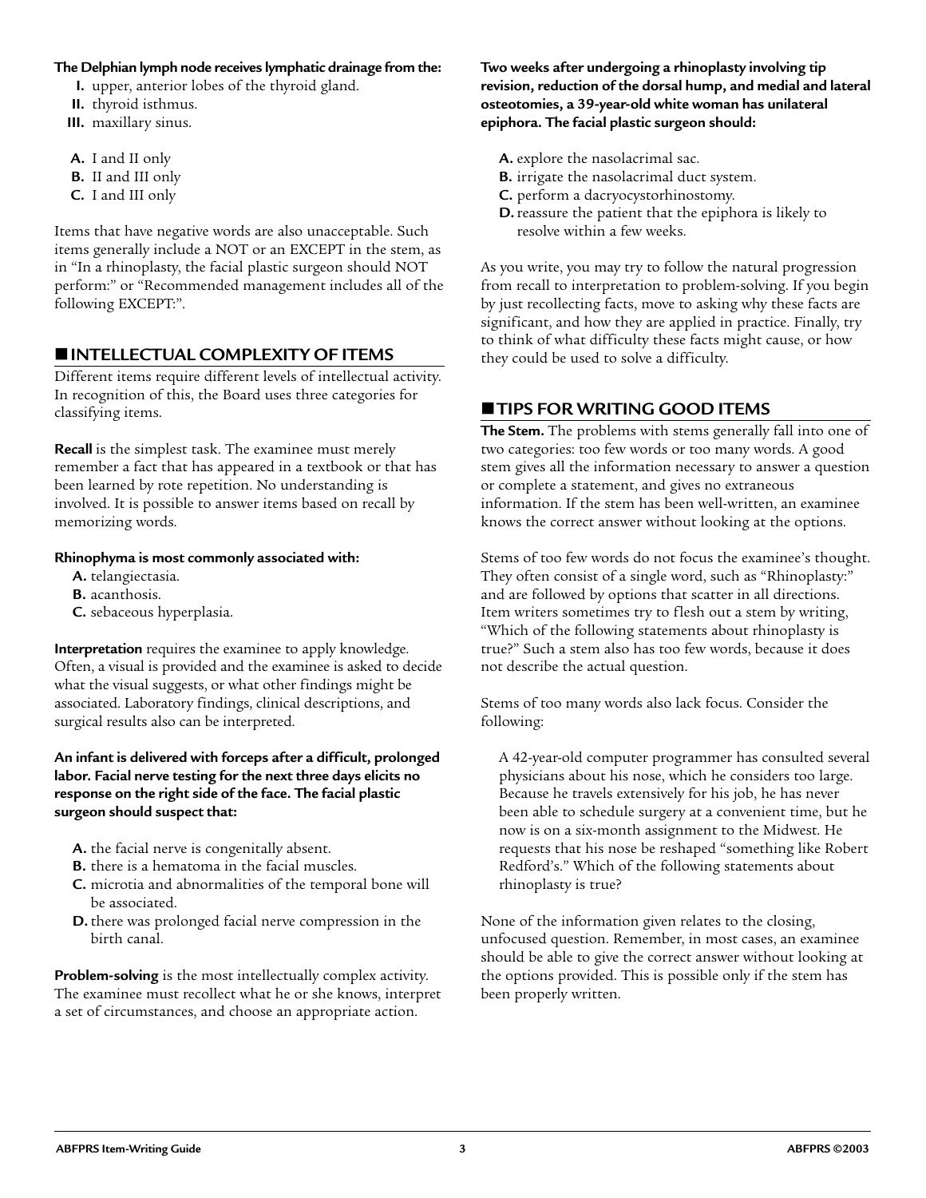**The Delphian lymph node receives lymphatic drainage from the:**

- **I.** upper, anterior lobes of the thyroid gland.
- **II.** thyroid isthmus.
- **III.** maxillary sinus.

- **A.** I and II only
- **B.** II and III only
- **C.** I and III only

Items that have negative words are also unacceptable. Such items generally include a NOT or an EXCEPT in the stem, as in "In a rhinoplasty, the facial plastic surgeon should NOT perform:" or "Recommended management includes all of the following EXCEPT:".

## INTELLECTUAL COMPLEXITY OF ITEMS

Different items require different levels of intellectual activity. In recognition of this, the Board uses three categories for classifying items.

**Recall** is the simplest task. The examinee must merely remember a fact that has appeared in a textbook or that has been learned by rote repetition. No understanding is involved. It is possible to answer items based on recall by memorizing words.

**Rhinophyma is most commonly associated with:**

- **A.** telangiectasia.
- **B.** acanthosis.
- **C.** sebaceous hyperplasia.

**Interpretation** requires the examinee to apply knowledge. Often, a visual is provided and the examinee is asked to decide what the visual suggests, or what other findings might be associated. Laboratory findings, clinical descriptions, and surgical results also can be interpreted.

**An infant is delivered with forceps after a difficult, prolonged labor. Facial nerve testing for the next three days elicits no response on the right side of the face. The facial plastic surgeon should suspect that:**

- **A.** the facial nerve is congenitally absent.
- **B.** there is a hematoma in the facial muscles.
- **C.** microtia and abnormalities of the temporal bone will be associated.
- **D.** there was prolonged facial nerve compression in the birth canal.

**Problem-solving** is the most intellectually complex activity. The examinee must recollect what he or she knows, interpret a set of circumstances, and choose an appropriate action.

**Two weeks after undergoing a rhinoplasty involving tip revision, reduction of the dorsal hump, and medial and lateral osteotomies, a 39-year-old white woman has unilateral epiphora. The facial plastic surgeon should:**

- **A.** explore the nasolacrimal sac.
- **B.** irrigate the nasolacrimal duct system.
- **C.** perform a dacryocystorhinostomy.
- **D.** reassure the patient that the epiphora is likely to resolve within a few weeks.

As you write, you may try to follow the natural progression from recall to interpretation to problem-solving. If you begin by just recollecting facts, move to asking why these facts are significant, and how they are applied in practice. Finally, try to think of what difficulty these facts might cause, or how they could be used to solve a difficulty.

## TIPS FOR WRITING GOOD ITEMS

**The Stem.** The problems with stems generally fall into one of two categories: too few words or too many words. A good stem gives all the information necessary to answer a question or complete a statement, and gives no extraneous information. If the stem has been well-written, an examinee knows the correct answer without looking at the options.

Stems of too few words do not focus the examinee's thought. They often consist of a single word, such as "Rhinoplasty:" and are followed by options that scatter in all directions. Item writers sometimes try to flesh out a stem by writing, "Which of the following statements about rhinoplasty is true?" Such a stem also has too few words, because it does not describe the actual question.

Stems of too many words also lack focus. Consider the following:

> A 42-year-old computer programmer has consulted several physicians about his nose, which he considers too large. Because he travels extensively for his job, he has never been able to schedule surgery at a convenient time, but he now is on a six-month assignment to the Midwest. He requests that his nose be reshaped "something like Robert Redford's." Which of the following statements about rhinoplasty is true?

None of the information given relates to the closing, unfocused question. Remember, in most cases, an examinee should be able to give the correct answer without looking at the options provided. This is possible only if the stem has been properly written.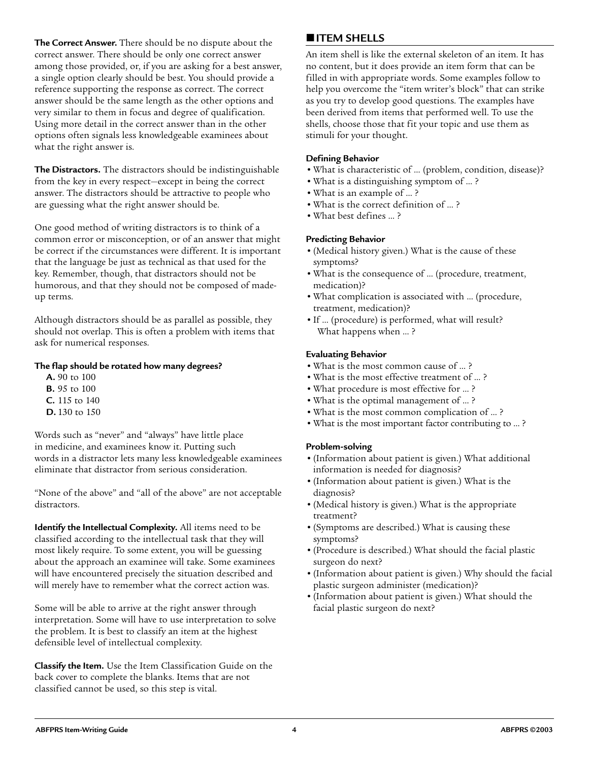**The Correct Answer.** There should be no dispute about the correct answer. There should be only one correct answer among those provided, or, if you are asking for a best answer, a single option clearly should be best. You should provide a reference supporting the response as correct. The correct answer should be the same length as the other options and very similar to them in focus and degree of qualification. Using more detail in the correct answer than in the other options often signals less knowledgeable examinees about what the right answer is.

**The Distractors.** The distractors should be indistinguishable from the key in every respect—except in being the correct answer. The distractors should be attractive to people who are guessing what the right answer should be.

One good method of writing distractors is to think of a common error or misconception, or of an answer that might be correct if the circumstances were different. It is important that the language be just as technical as that used for the key. Remember, though, that distractors should not be humorous, and that they should not be composed of made-up terms.

Although distractors should be as parallel as possible, they should not overlap. This is often a problem with items that ask for numerical responses.

**The flap should be rotated how many degrees?**

**A.** 90 to 100
**B.** 95 to 100
**C.** 115 to 140
**D.** 130 to 150

Words such as "never" and "always" have little place in medicine, and examinees know it. Putting such words in a distractor lets many less knowledgeable examinees eliminate that distractor from serious consideration.

"None of the above" and "all of the above" are not acceptable distractors.

**Identify the Intellectual Complexity.** All items need to be classified according to the intellectual task that they will most likely require. To some extent, you will be guessing about the approach an examinee will take. Some examinees will have encountered precisely the situation described and will merely have to remember what the correct action was.

Some will be able to arrive at the right answer through interpretation. Some will have to use interpretation to solve the problem. It is best to classify an item at the highest defensible level of intellectual complexity.

**Classify the Item.** Use the Item Classification Guide on the back cover to complete the blanks. Items that are not classified cannot be used, so this step is vital.

## ITEM SHELLS

An item shell is like the external skeleton of an item. It has no content, but it does provide an item form that can be filled in with appropriate words. Some examples follow to help you overcome the "item writer's block" that can strike as you try to develop good questions. The examples have been derived from items that performed well. To use the shells, choose those that fit your topic and use them as stimuli for your thought.

### Defining Behavior

- What is characteristic of ... (problem, condition, disease)?
- What is a distinguishing symptom of ... ?
- What is an example of ... ?
- What is the correct definition of ... ?
- What best defines ... ?

### Predicting Behavior

- (Medical history given.) What is the cause of these symptoms?
- What is the consequence of ... (procedure, treatment, medication)?
- What complication is associated with ... (procedure, treatment, medication)?
- If ... (procedure) is performed, what will result? What happens when ... ?

### Evaluating Behavior

- What is the most common cause of ... ?
- What is the most effective treatment of ... ?
- What procedure is most effective for ... ?
- What is the optimal management of ... ?
- What is the most common complication of ... ?
- What is the most important factor contributing to ... ?

### Problem-solving

- (Information about patient is given.) What additional information is needed for diagnosis?
- (Information about patient is given.) What is the diagnosis?
- (Medical history is given.) What is the appropriate treatment?
- (Symptoms are described.) What is causing these symptoms?
- (Procedure is described.) What should the facial plastic surgeon do next?
- (Information about patient is given.) Why should the facial plastic surgeon administer (medication)?
- (Information about patient is given.) What should the facial plastic surgeon do next?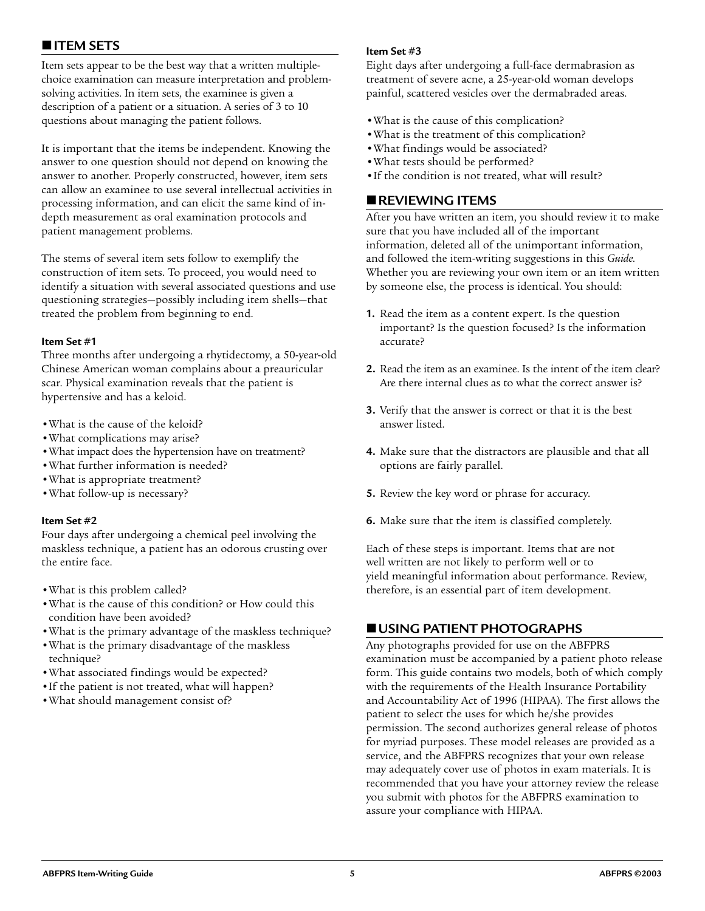## ITEM SETS

Item sets appear to be the best way that a written multiple-choice examination can measure interpretation and problem-solving activities. In item sets, the examinee is given a description of a patient or a situation. A series of 3 to 10 questions about managing the patient follows.

It is important that the items be independent. Knowing the answer to one question should not depend on knowing the answer to another. Properly constructed, however, item sets can allow an examinee to use several intellectual activities in processing information, and can elicit the same kind of in-depth measurement as oral examination protocols and patient management problems.

The stems of several item sets follow to exemplify the construction of item sets. To proceed, you would need to identify a situation with several associated questions and use questioning strategies—possibly including item shells—that treated the problem from beginning to end.

#### Item Set #1

Three months after undergoing a rhytidectomy, a 50-year-old Chinese American woman complains about a preauricular scar. Physical examination reveals that the patient is hypertensive and has a keloid.

- What is the cause of the keloid?
- What complications may arise?
- What impact does the hypertension have on treatment?
- What further information is needed?
- What is appropriate treatment?
- What follow-up is necessary?

#### Item Set #2

Four days after undergoing a chemical peel involving the maskless technique, a patient has an odorous crusting over the entire face.

- What is this problem called?
- What is the cause of this condition? or How could this condition have been avoided?
- What is the primary advantage of the maskless technique?
- What is the primary disadvantage of the maskless technique?
- What associated findings would be expected?
- If the patient is not treated, what will happen?
- What should management consist of?

#### Item Set #3

Eight days after undergoing a full-face dermabrasion as treatment of severe acne, a 25-year-old woman develops painful, scattered vesicles over the dermabraded areas.

- What is the cause of this complication?
- What is the treatment of this complication?
- What findings would be associated?
- What tests should be performed?
- If the condition is not treated, what will result?

## REVIEWING ITEMS

After you have written an item, you should review it to make sure that you have included all of the important information, deleted all of the unimportant information, and followed the item-writing suggestions in this *Guide*. Whether you are reviewing your own item or an item written by someone else, the process is identical. You should:

1. Read the item as a content expert. Is the question important? Is the question focused? Is the information accurate?
2. Read the item as an examinee. Is the intent of the item clear? Are there internal clues as to what the correct answer is?
3. Verify that the answer is correct or that it is the best answer listed.
4. Make sure that the distractors are plausible and that all options are fairly parallel.
5. Review the key word or phrase for accuracy.
6. Make sure that the item is classified completely.

Each of these steps is important. Items that are not well written are not likely to perform well or to yield meaningful information about performance. Review, therefore, is an essential part of item development.

## USING PATIENT PHOTOGRAPHS

Any photographs provided for use on the ABFPRS examination must be accompanied by a patient photo release form. This guide contains two models, both of which comply with the requirements of the Health Insurance Portability and Accountability Act of 1996 (HIPAA). The first allows the patient to select the uses for which he/she provides permission. The second authorizes general release of photos for myriad purposes. These model releases are provided as a service, and the ABFPRS recognizes that your own release may adequately cover use of photos in exam materials. It is recommended that you have your attorney review the release you submit with photos for the ABFPRS examination to assure your compliance with HIPAA.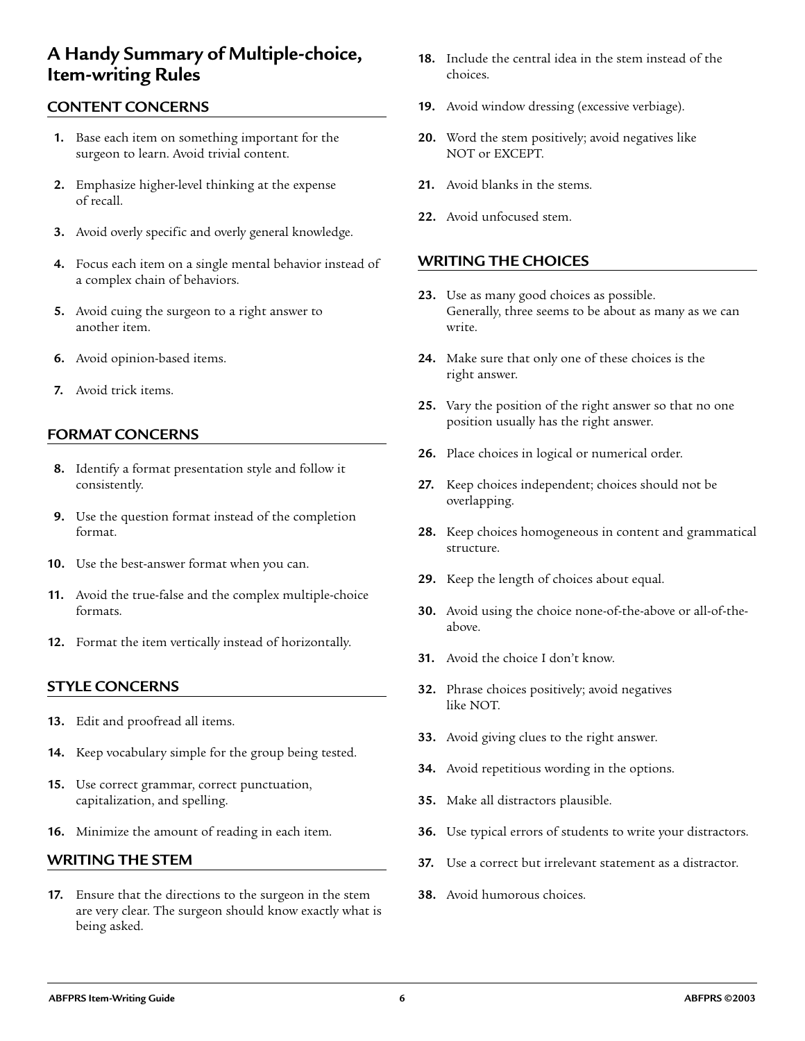## A Handy Summary of Multiple-choice, Item-writing Rules

### CONTENT CONCERNS

1. Base each item on something important for the surgeon to learn. Avoid trivial content.
2. Emphasize higher-level thinking at the expense of recall.
3. Avoid overly specific and overly general knowledge.
4. Focus each item on a single mental behavior instead of a complex chain of behaviors.
5. Avoid cuing the surgeon to a right answer to another item.
6. Avoid opinion-based items.
7. Avoid trick items.

### FORMAT CONCERNS

8. Identify a format presentation style and follow it consistently.
9. Use the question format instead of the completion format.
10. Use the best-answer format when you can.
11. Avoid the true-false and the complex multiple-choice formats.
12. Format the item vertically instead of horizontally.

### STYLE CONCERNS

13. Edit and proofread all items.
14. Keep vocabulary simple for the group being tested.
15. Use correct grammar, correct punctuation, capitalization, and spelling.
16. Minimize the amount of reading in each item.

### WRITING THE STEM

17. Ensure that the directions to the surgeon in the stem are very clear. The surgeon should know exactly what is being asked.
18. Include the central idea in the stem instead of the choices.
19. Avoid window dressing (excessive verbiage).
20. Word the stem positively; avoid negatives like NOT or EXCEPT.
21. Avoid blanks in the stems.
22. Avoid unfocused stem.

### WRITING THE CHOICES

23. Use as many good choices as possible. Generally, three seems to be about as many as we can write.
24. Make sure that only one of these choices is the right answer.
25. Vary the position of the right answer so that no one position usually has the right answer.
26. Place choices in logical or numerical order.
27. Keep choices independent; choices should not be overlapping.
28. Keep choices homogeneous in content and grammatical structure.
29. Keep the length of choices about equal.
30. Avoid using the choice none-of-the-above or all-of-the-above.
31. Avoid the choice I don't know.
32. Phrase choices positively; avoid negatives like NOT.
33. Avoid giving clues to the right answer.
34. Avoid repetitious wording in the options.
35. Make all distractors plausible.
36. Use typical errors of students to write your distractors.
37. Use a correct but irrelevant statement as a distractor.
38. Avoid humorous choices.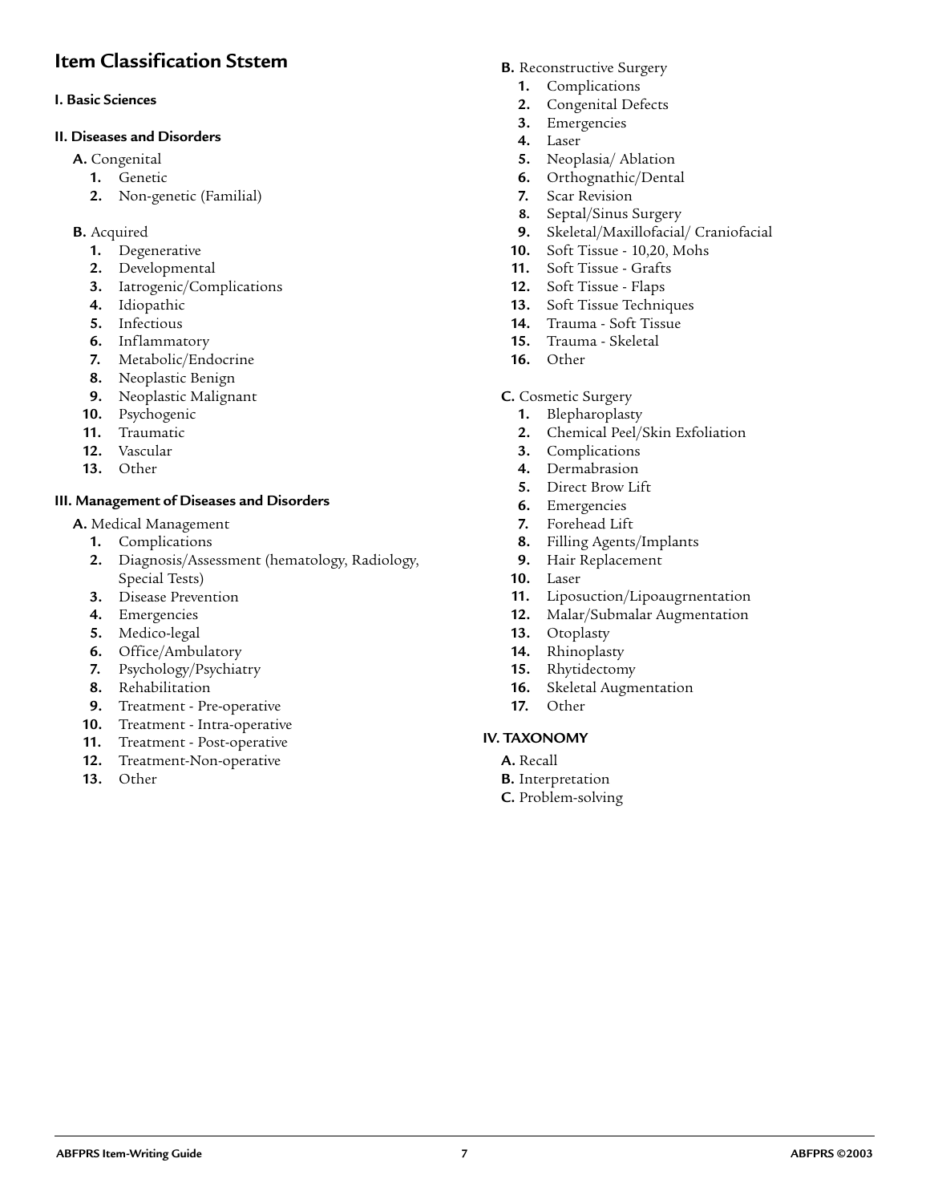## Item Classification Ststem

### I. Basic Sciences

### II. Diseases and Disorders

**A.** Congenital

1. Genetic
2. Non-genetic (Familial)

**B.** Acquired

1. Degenerative
2. Developmental
3. Iatrogenic/Complications
4. Idiopathic
5. Infectious
6. Inflammatory
7. Metabolic/Endocrine
8. Neoplastic Benign
9. Neoplastic Malignant
10. Psychogenic
11. Traumatic
12. Vascular
13. Other

### III. Management of Diseases and Disorders

**A.** Medical Management

1. Complications
2. Diagnosis/Assessment (hematology, Radiology, Special Tests)
3. Disease Prevention
4. Emergencies
5. Medico-legal
6. Office/Ambulatory
7. Psychology/Psychiatry
8. Rehabilitation
9. Treatment - Pre-operative
10. Treatment - Intra-operative
11. Treatment - Post-operative
12. Treatment-Non-operative
13. Other

**B.** Reconstructive Surgery

1. Complications
2. Congenital Defects
3. Emergencies
4. Laser
5. Neoplasia/ Ablation
6. Orthognathic/Dental
7. Scar Revision
8. Septal/Sinus Surgery
9. Skeletal/Maxillofacial/ Craniofacial
10. Soft Tissue - 10,20, Mohs
11. Soft Tissue - Grafts
12. Soft Tissue - Flaps
13. Soft Tissue Techniques
14. Trauma - Soft Tissue
15. Trauma - Skeletal
16. Other

**C.** Cosmetic Surgery

1. Blepharoplasty
2. Chemical Peel/Skin Exfoliation
3. Complications
4. Dermabrasion
5. Direct Brow Lift
6. Emergencies
7. Forehead Lift
8. Filling Agents/Implants
9. Hair Replacement
10. Laser
11. Liposuction/Lipoaugrnentation
12. Malar/Submalar Augmentation
13. Otoplasty
14. Rhinoplasty
15. Rhytidectomy
16. Skeletal Augmentation
17. Other

### IV. TAXONOMY

**A.** Recall
**B.** Interpretation
**C.** Problem-solving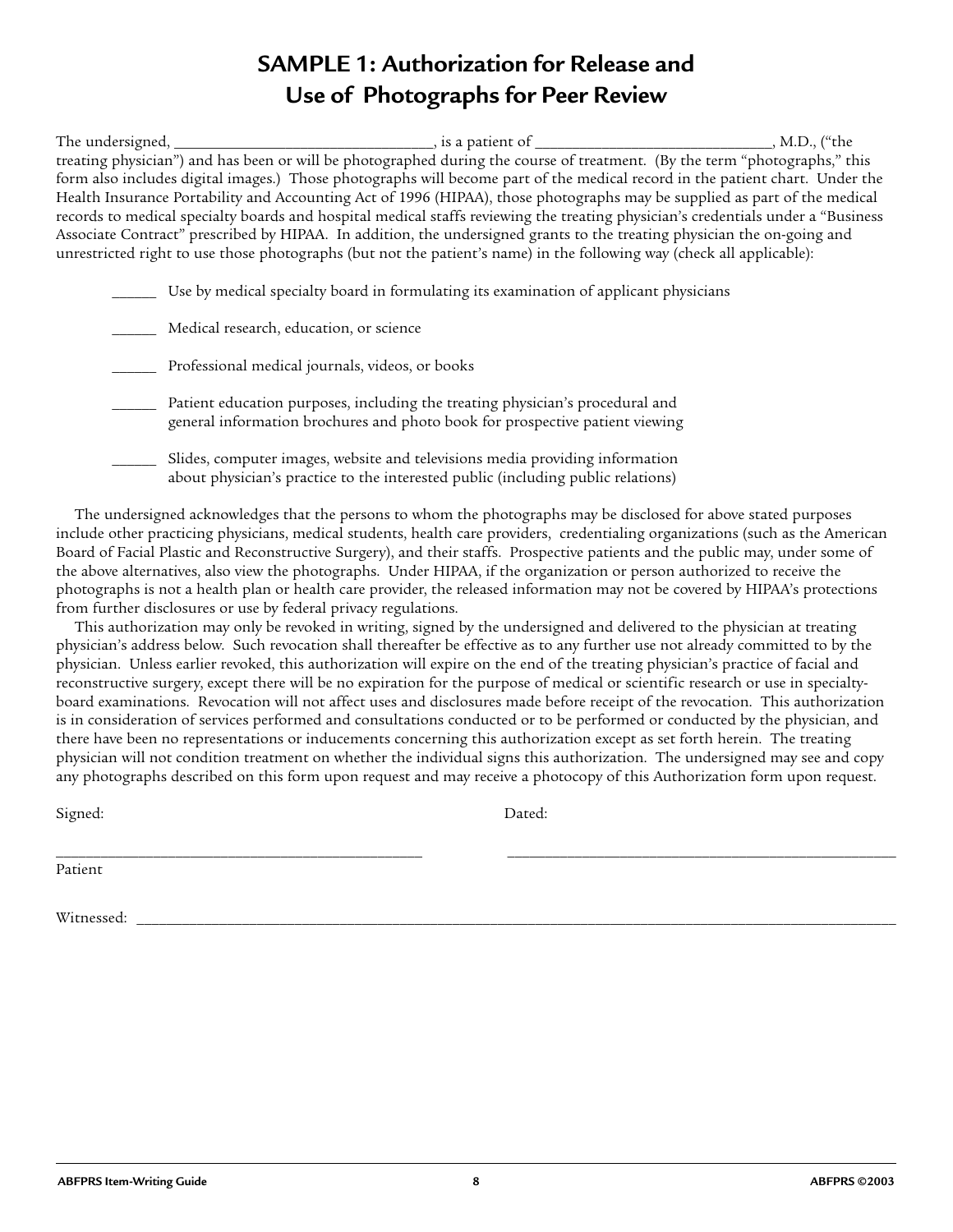# SAMPLE 1: Authorization for Release and Use of Photographs for Peer Review

The undersigned, ________________________________, is a patient of ____________________________, M.D., ("the treating physician") and has been or will be photographed during the course of treatment. (By the term "photographs," this form also includes digital images.) Those photographs will become part of the medical record in the patient chart. Under the Health Insurance Portability and Accounting Act of 1996 (HIPAA), those photographs may be supplied as part of the medical records to medical specialty boards and hospital medical staffs reviewing the treating physician's credentials under a "Business Associate Contract" prescribed by HIPAA. In addition, the undersigned grants to the treating physician the on-going and unrestricted right to use those photographs (but not the patient's name) in the following way (check all applicable):

______ Use by medical specialty board in formulating its examination of applicant physicians

______ Medical research, education, or science

______ Professional medical journals, videos, or books

______ Patient education purposes, including the treating physician's procedural and general information brochures and photo book for prospective patient viewing

______ Slides, computer images, website and televisions media providing information about physician's practice to the interested public (including public relations)

The undersigned acknowledges that the persons to whom the photographs may be disclosed for above stated purposes include other practicing physicians, medical students, health care providers, credentialing organizations (such as the American Board of Facial Plastic and Reconstructive Surgery), and their staffs. Prospective patients and the public may, under some of the above alternatives, also view the photographs. Under HIPAA, if the organization or person authorized to receive the photographs is not a health plan or health care provider, the released information may not be covered by HIPAA's protections from further disclosures or use by federal privacy regulations.

This authorization may only be revoked in writing, signed by the undersigned and delivered to the physician at treating physician's address below. Such revocation shall thereafter be effective as to any further use not already committed to by the physician. Unless earlier revoked, this authorization will expire on the end of the treating physician's practice of facial and reconstructive surgery, except there will be no expiration for the purpose of medical or scientific research or use in specialty-board examinations. Revocation will not affect uses and disclosures made before receipt of the revocation. This authorization is in consideration of services performed and consultations conducted or to be performed or conducted by the physician, and there have been no representations or inducements concerning this authorization except as set forth herein. The treating physician will not condition treatment on whether the individual signs this authorization. The undersigned may see and copy any photographs described on this form upon request and may receive a photocopy of this Authorization form upon request.

Signed: ______________________________________________ Dated: ______________________________________________

Patient

Witnessed: ______________________________________________________________________________________________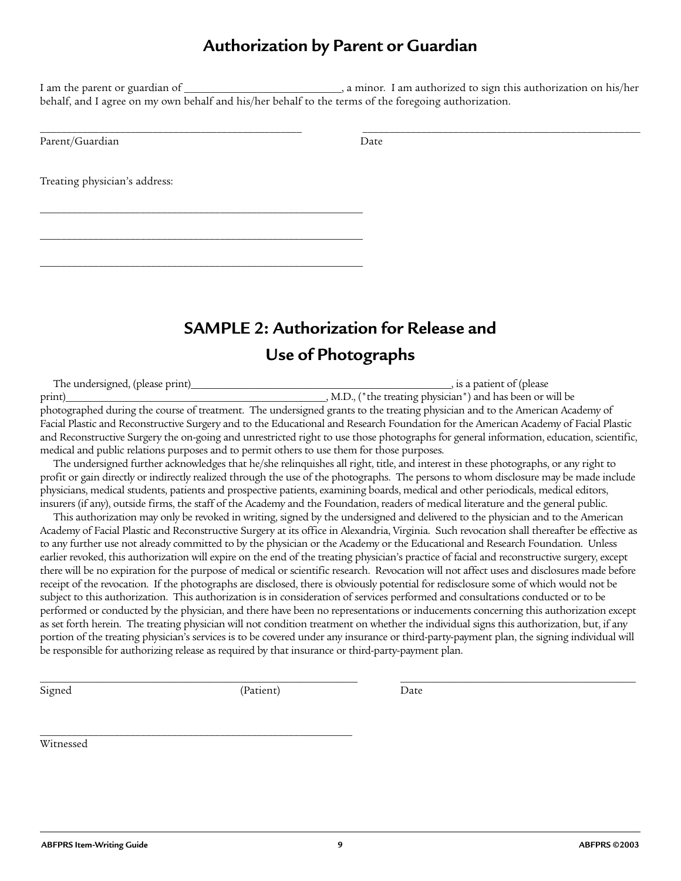## Authorization by Parent or Guardian

I am the parent or guardian of ____________________________, a minor. I am authorized to sign this authorization on his/her behalf, and I agree on my own behalf and his/her behalf to the terms of the foregoing authorization.

_______________________________________________ _______________________________________________

Parent/Guardian Date

Treating physician's address:

_______________________________________________

_______________________________________________

_______________________________________________

## SAMPLE 2: Authorization for Release and Use of Photographs

The undersigned, (please print)_______________________________________________, is a patient of (please print)_______________________________________________, M.D., ("the treating physician") and has been or will be photographed during the course of treatment. The undersigned grants to the treating physician and to the American Academy of Facial Plastic and Reconstructive Surgery and to the Educational and Research Foundation for the American Academy of Facial Plastic and Reconstructive Surgery the on-going and unrestricted right to use those photographs for general information, education, scientific, medical and public relations purposes and to permit others to use them for those purposes.

The undersigned further acknowledges that he/she relinquishes all right, title, and interest in these photographs, or any right to profit or gain directly or indirectly realized through the use of the photographs. The persons to whom disclosure may be made include physicians, medical students, patients and prospective patients, examining boards, medical and other periodicals, medical editors, insurers (if any), outside firms, the staff of the Academy and the Foundation, readers of medical literature and the general public.

This authorization may only be revoked in writing, signed by the undersigned and delivered to the physician and to the American Academy of Facial Plastic and Reconstructive Surgery at its office in Alexandria, Virginia. Such revocation shall thereafter be effective as to any further use not already committed to by the physician or the Academy or the Educational and Research Foundation. Unless earlier revoked, this authorization will expire on the end of the treating physician's practice of facial and reconstructive surgery, except there will be no expiration for the purpose of medical or scientific research. Revocation will not affect uses and disclosures made before receipt of the revocation. If the photographs are disclosed, there is obviously potential for redisclosure some of which would not be subject to this authorization. This authorization is in consideration of services performed and consultations conducted or to be performed or conducted by the physician, and there have been no representations or inducements concerning this authorization except as set forth herein. The treating physician will not condition treatment on whether the individual signs this authorization, but, if any portion of the treating physician's services is to be covered under any insurance or third-party-payment plan, the signing individual will be responsible for authorizing release as required by that insurance or third-party-payment plan.

_______________________________________________ _______________________________________________

Signed (Patient) Date

_______________________________________________

Witnessed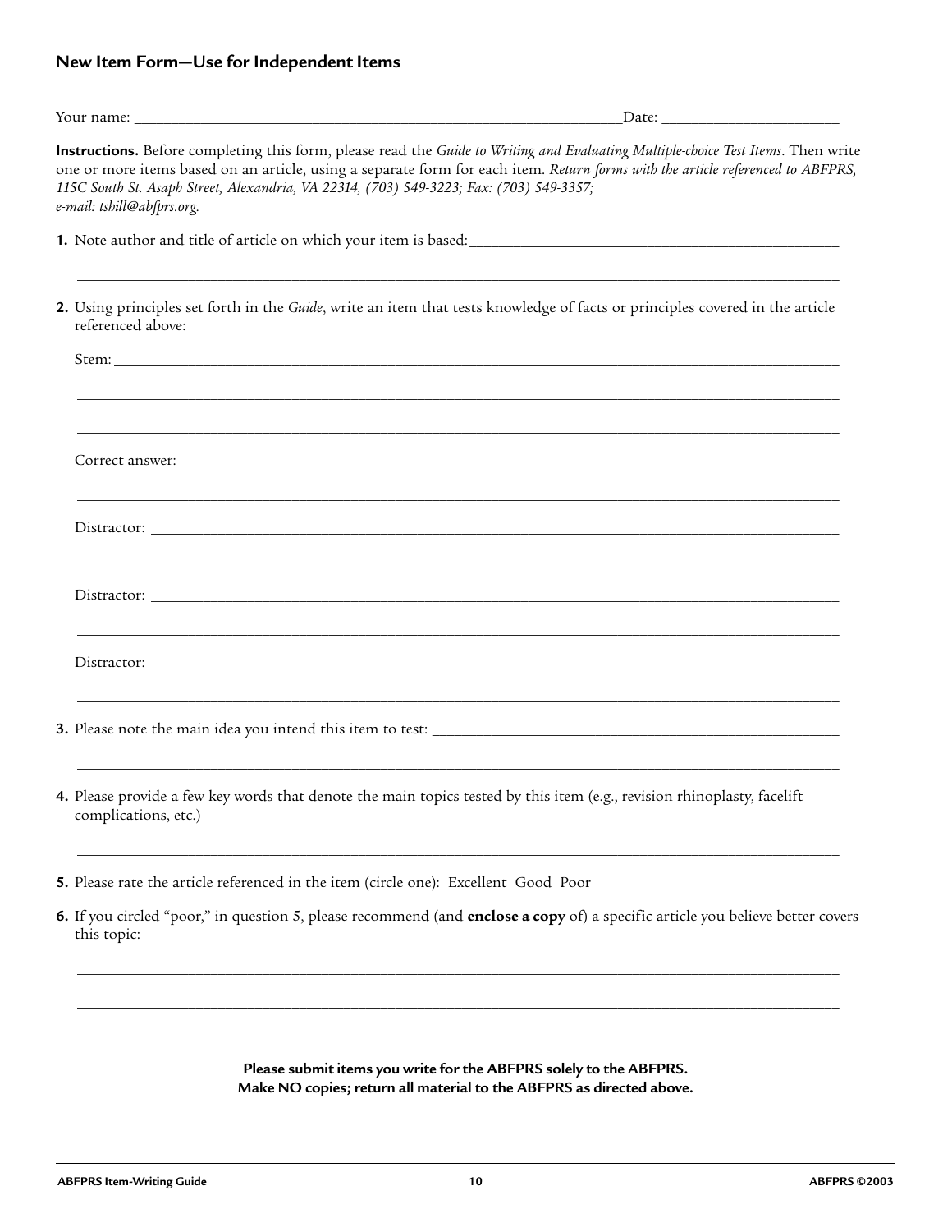## New Item Form—Use for Independent Items

Your name: ______________________________________________________________ Date: ______________________

**Instructions.** Before completing this form, please read the *Guide to Writing and Evaluating Multiple-choice Test Items*. Then write one or more items based on an article, using a separate form for each item. *Return forms with the article referenced to ABFPRS, 115C South St. Asaph Street, Alexandria, VA 22314, (703) 549-3223; Fax: (703) 549-3357; e-mail: tshill@abfprs.org.*

**1.** Note author and title of article on which your item is based: ______________________________________________

______________________________________________________________________________________________

**2.** Using principles set forth in the *Guide*, write an item that tests knowledge of facts or principles covered in the article referenced above:

Stem: ____________________________________________________________________________________________

______________________________________________________________________________________________

______________________________________________________________________________________________

Correct answer: ____________________________________________________________________________________

______________________________________________________________________________________________

Distractor: ________________________________________________________________________________________

______________________________________________________________________________________________

Distractor: ________________________________________________________________________________________

______________________________________________________________________________________________

Distractor: ________________________________________________________________________________________

______________________________________________________________________________________________

**3.** Please note the main idea you intend this item to test: ____________________________________________________

______________________________________________________________________________________________

**4.** Please provide a few key words that denote the main topics tested by this item (e.g., revision rhinoplasty, facelift complications, etc.)

______________________________________________________________________________________________

**5.** Please rate the article referenced in the item (circle one): Excellent Good Poor

**6.** If you circled "poor," in question 5, please recommend (and **enclose a copy** of) a specific article you believe better covers this topic:

______________________________________________________________________________________________

______________________________________________________________________________________________

**Please submit items you write for the ABFPRS solely to the ABFPRS.**
**Make NO copies; return all material to the ABFPRS as directed above.**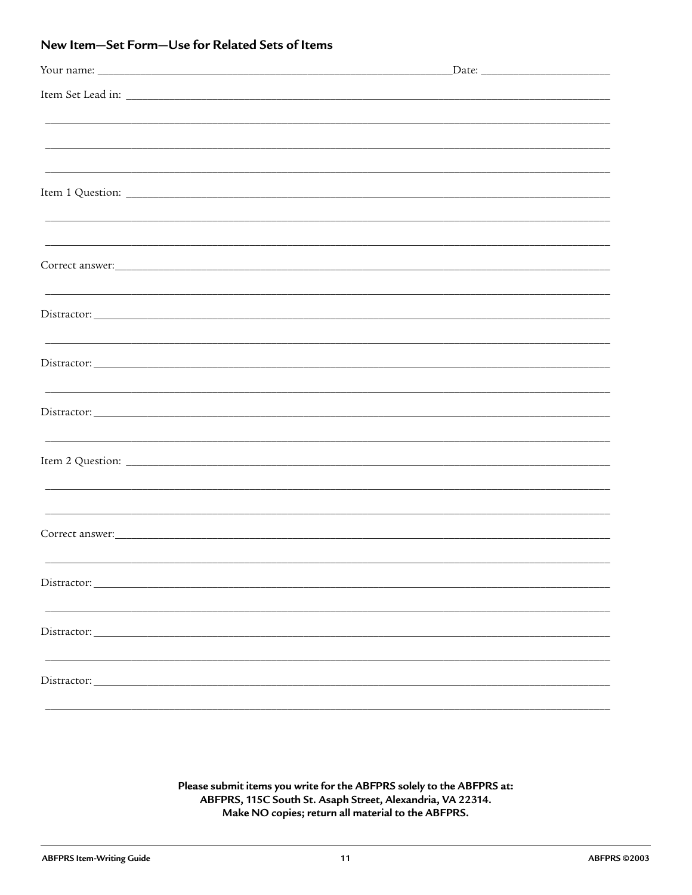## New Item—Set Form—Use for Related Sets of Items

Your name: ______________________________ Date: ______________

Item Set Lead in: ______________________________

______________________________

______________________________

______________________________

Item 1 Question: ______________________________

______________________________

______________________________

Correct answer: ______________________________

______________________________

Distractor: ______________________________

______________________________

Distractor: ______________________________

______________________________

Distractor: ______________________________

______________________________

Item 2 Question: ______________________________

______________________________

______________________________

Correct answer: ______________________________

______________________________

Distractor: ______________________________

______________________________

Distractor: ______________________________

______________________________

Distractor: ______________________________

______________________________

**Please submit items you write for the ABFPRS solely to the ABFPRS at:**
**ABFPRS, 115C South St. Asaph Street, Alexandria, VA 22314.**
**Make NO copies; return all material to the ABFPRS.**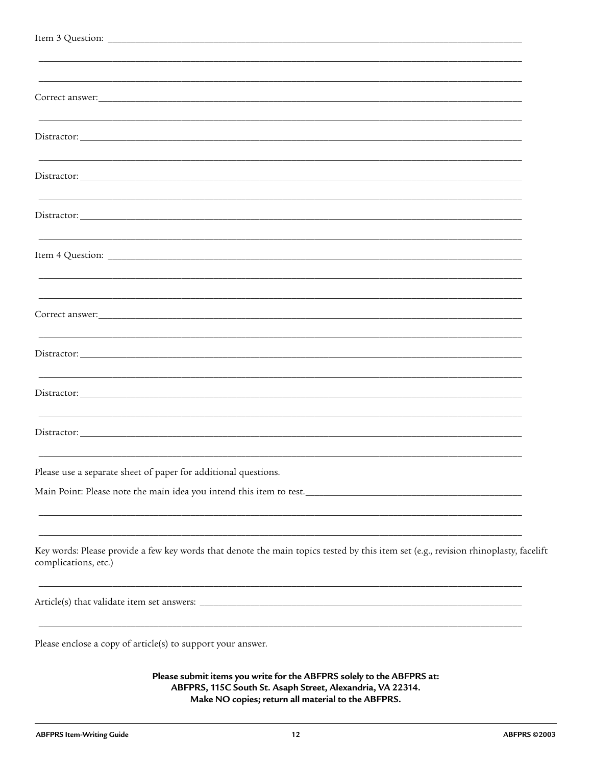Item 3 Question: ______________________________________________

______________________________________________

______________________________________________

Correct answer: ______________________________________________

______________________________________________

Distractor: ______________________________________________

______________________________________________

Distractor: ______________________________________________

______________________________________________

Distractor: ______________________________________________

______________________________________________

Item 4 Question: ______________________________________________

______________________________________________

______________________________________________

Correct answer: ______________________________________________

______________________________________________

Distractor: ______________________________________________

______________________________________________

Distractor: ______________________________________________

______________________________________________

Distractor: ______________________________________________

______________________________________________

Please use a separate sheet of paper for additional questions.

Main Point: Please note the main idea you intend this item to test. ______________________________________________

______________________________________________

______________________________________________

Key words: Please provide a few key words that denote the main topics tested by this item set (e.g., revision rhinoplasty, facelift complications, etc.)

______________________________________________

Article(s) that validate item set answers: ______________________________________________

______________________________________________

Please enclose a copy of article(s) to support your answer.

**Please submit items you write for the ABFPRS solely to the ABFPRS at:**
**ABFPRS, 115C South St. Asaph Street, Alexandria, VA 22314.**
**Make NO copies; return all material to the ABFPRS.**